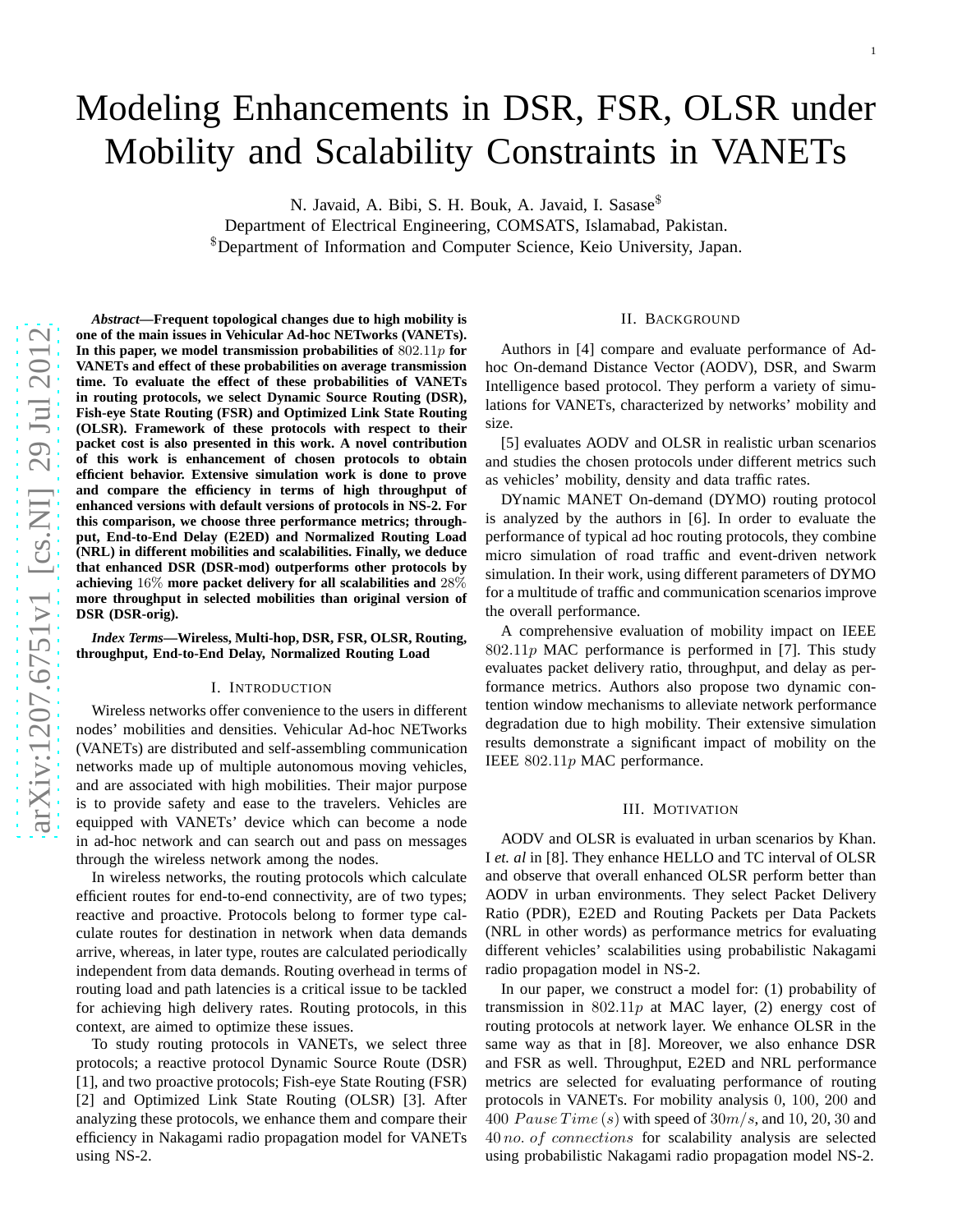# Modeling Enhancements in DSR, FSR, OLSR under Mobility and Scalability Constraints in VANETs

N. Javaid, A. Bibi, S. H. Bouk, A. Javaid, I. Sasase[$]

Department of Electrical Engineering, COMSATS, Islamabad, Pakistan.

[$]Department of Information and Computer Science, Keio University, Japan.

***Abstract*—Frequent topological changes due to high mobility is one of the main issues in Vehicular Ad-hoc NETworks (VANETs). In this paper, we model transmission probabilities of $802.11p$ for VANETs and effect of these probabilities on average transmission time. To evaluate the effect of these probabilities of VANETs in routing protocols, we select Dynamic Source Routing (DSR), Fish-eye State Routing (FSR) and Optimized Link State Routing (OLSR). Framework of these protocols with respect to their packet cost is also presented in this work. A novel contribution of this work is enhancement of chosen protocols to obtain efficient behavior. Extensive simulation work is done to prove and compare the efficiency in terms of high throughput of enhanced versions with default versions of protocols in NS-2. For this comparison, we choose three performance metrics; throughput, End-to-End Delay (E2ED) and Normalized Routing Load (NRL) in different mobilities and scalabilities. Finally, we deduce that enhanced DSR (DSR-mod) outperforms other protocols by achieving $16\%$ more packet delivery for all scalabilities and $28\%$ more throughput in selected mobilities than original version of DSR (DSR-orig).**

***Index Terms*—Wireless, Multi-hop, DSR, FSR, OLSR, Routing, throughput, End-to-End Delay, Normalized Routing Load**

## I. Introduction

Wireless networks offer convenience to the users in different nodes' mobilities and densities. Vehicular Ad-hoc NETworks (VANETs) are distributed and self-assembling communication networks made up of multiple autonomous moving vehicles, and are associated with high mobilities. Their major purpose is to provide safety and ease to the travelers. Vehicles are equipped with VANETs' device which can become a node in ad-hoc network and can search out and pass on messages through the wireless network among the nodes.

In wireless networks, the routing protocols which calculate efficient routes for end-to-end connectivity, are of two types; reactive and proactive. Protocols belong to former type calculate routes for destination in network when data demands arrive, whereas, in later type, routes are calculated periodically independent from data demands. Routing overhead in terms of routing load and path latencies is a critical issue to be tackled for achieving high delivery rates. Routing protocols, in this context, are aimed to optimize these issues.

To study routing protocols in VANETs, we select three protocols; a reactive protocol Dynamic Source Route (DSR) [1], and two proactive protocols; Fish-eye State Routing (FSR) [2] and Optimized Link State Routing (OLSR) [3]. After analyzing these protocols, we enhance them and compare their efficiency in Nakagami radio propagation model for VANETs using NS-2.

## II. Background

Authors in [4] compare and evaluate performance of Ad-hoc On-demand Distance Vector (AODV), DSR, and Swarm Intelligence based protocol. They perform a variety of simulations for VANETs, characterized by networks' mobility and size.

[5] evaluates AODV and OLSR in realistic urban scenarios and studies the chosen protocols under different metrics such as vehicles' mobility, density and data traffic rates.

DYnamic MANET On-demand (DYMO) routing protocol is analyzed by the authors in [6]. In order to evaluate the performance of typical ad hoc routing protocols, they combine micro simulation of road traffic and event-driven network simulation. In their work, using different parameters of DYMO for a multitude of traffic and communication scenarios improve the overall performance.

A comprehensive evaluation of mobility impact on IEEE $802.11p$ MAC performance is performed in [7]. This study evaluates packet delivery ratio, throughput, and delay as performance metrics. Authors also propose two dynamic contention window mechanisms to alleviate network performance degradation due to high mobility. Their extensive simulation results demonstrate a significant impact of mobility on the IEEE $802.11p$ MAC performance.

## III. Motivation

AODV and OLSR is evaluated in urban scenarios by Khan. I *et. al* in [8]. They enhance HELLO and TC interval of OLSR and observe that overall enhanced OLSR perform better than AODV in urban environments. They select Packet Delivery Ratio (PDR), E2ED and Routing Packets per Data Packets (NRL in other words) as performance metrics for evaluating different vehicles' scalabilities using probabilistic Nakagami radio propagation model in NS-2.

In our paper, we construct a model for: (1) probability of transmission in $802.11p$ at MAC layer, (2) energy cost of routing protocols at network layer. We enhance OLSR in the same way as that in [8]. Moreover, we also enhance DSR and FSR as well. Throughput, E2ED and NRL performance metrics are selected for evaluating performance of routing protocols in VANETs. For mobility analysis 0, 100, 200 and 400 $Pause\,Time\,(s)$ with speed of $30m/s$, and 10, 20, 30 and 40 $no.\ of\ connections$ for scalability analysis are selected using probabilistic Nakagami radio propagation model NS-2.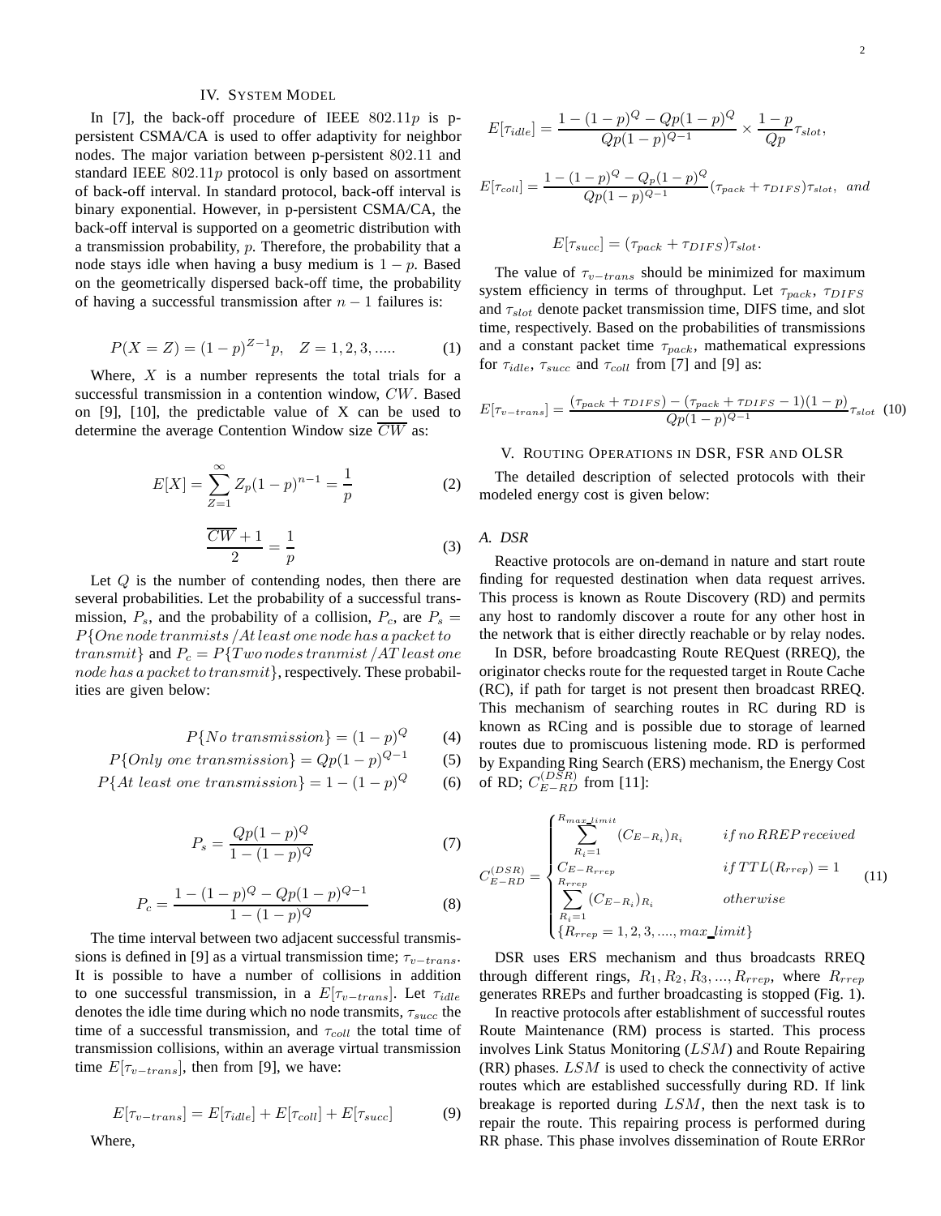## IV. System Model

In [7], the back-off procedure of IEEE $802.11p$ is p-persistent CSMA/CA is used to offer adaptivity for neighbor nodes. The major variation between p-persistent $802.11$ and standard IEEE $802.11p$ protocol is only based on assortment of back-off interval. In standard protocol, back-off interval is binary exponential. However, in p-persistent CSMA/CA, the back-off interval is supported on a geometric distribution with a transmission probability, $p$. Therefore, the probability that a node stays idle when having a busy medium is $1-p$. Based on the geometrically dispersed back-off time, the probability of having a successful transmission after $n-1$ failures is:

$$P(X=Z)=(1-p)^{Z-1}p, \quad Z=1,2,3,..... \tag{1}$$

Where, $X$ is a number represents the total trials for a successful transmission in a contention window, $CW$. Based on [9], [10], the predictable value of X can be used to determine the average Contention Window size $\overline{CW}$ as:

$$E[X]=\sum_{Z=1}^{\infty} Z_p(1-p)^{n-1}=\frac{1}{p} \tag{2}$$

$$\frac{\overline{CW}+1}{2}=\frac{1}{p} \tag{3}$$

Let $Q$ is the number of contending nodes, then there are several probabilities. Let the probability of a successful transmission, $P_s$, and the probability of a collision, $P_c$, are $P_s = P\{One\,node\,tranmists\,/At\,least\,one\,node\,has\,a\,packet\,to\,transmit\}$ and $P_c = P\{Two\,nodes\,tranmist\,/AT\,least\,one\,node\,has\,a\,packet\,to\,transmit\}$, respectively. These probabilities are given below:

$$P\{No\ transmission\}=(1-p)^Q \tag{4}$$

$$P\{Only\ one\ transmission\}=Qp(1-p)^{Q-1} \tag{5}$$

$$P\{At\ least\ one\ transmission\}=1-(1-p)^Q \tag{6}$$

$$P_s=\frac{Qp(1-p)^Q}{1-(1-p)^Q} \tag{7}$$

$$P_c=\frac{1-(1-p)^Q-Qp(1-p)^{Q-1}}{1-(1-p)^Q} \tag{8}$$

The time interval between two adjacent successful transmissions is defined in [9] as a virtual transmission time; $\tau_{v-trans}$. It is possible to have a number of collisions in addition to one successful transmission, in a $E[\tau_{v-trans}]$. Let $\tau_{idle}$ denotes the idle time during which no node transmits, $\tau_{succ}$ the time of a successful transmission, and $\tau_{coll}$ the total time of transmission collisions, within an average virtual transmission time $E[\tau_{v-trans}]$, then from [9], we have:

$$E[\tau_{v-trans}]=E[\tau_{idle}]+E[\tau_{coll}]+E[\tau_{succ}] \tag{9}$$

Where,

$$E[\tau_{idle}]=\frac{1-(1-p)^Q-Qp(1-p)^Q}{Qp(1-p)^{Q-1}}\times\frac{1-p}{Qp}\tau_{slot},$$

$$E[\tau_{coll}]=\frac{1-(1-p)^Q-Q_p(1-p)^Q}{Qp(1-p)^{Q-1}}(\tau_{pack}+\tau_{DIFS})\tau_{slot}, \ \ and$$

$$E[\tau_{succ}]=(\tau_{pack}+\tau_{DIFS})\tau_{slot}.$$

The value of $\tau_{v-trans}$ should be minimized for maximum system efficiency in terms of throughput. Let $\tau_{pack}$, $\tau_{DIFS}$ and $\tau_{slot}$ denote packet transmission time, DIFS time, and slot time, respectively. Based on the probabilities of transmissions and a constant packet time $\tau_{pack}$, mathematical expressions for $\tau_{idle}$, $\tau_{succ}$ and $\tau_{coll}$ from [7] and [9] as:

$$E[\tau_{v-trans}]=\frac{(\tau_{pack}+\tau_{DIFS})-(\tau_{pack}+\tau_{DIFS}-1)(1-p)}{Qp(1-p)^{Q-1}}\tau_{slot} \tag{10}$$

## V. Routing Operations in DSR, FSR and OLSR

The detailed description of selected protocols with their modeled energy cost is given below:

### A. DSR

Reactive protocols are on-demand in nature and start route finding for requested destination when data request arrives. This process is known as Route Discovery (RD) and permits any host to randomly discover a route for any other host in the network that is either directly reachable or by relay nodes.

In DSR, before broadcasting Route REQuest (RREQ), the originator checks route for the requested target in Route Cache (RC), if path for target is not present then broadcast RREQ. This mechanism of searching routes in RC during RD is known as RCing and is possible due to storage of learned routes due to promiscuous listening mode. RD is performed by Expanding Ring Search (ERS) mechanism, the Energy Cost of RD; $C_{E-RD}^{(DSR)}$ from [11]:

$$C_{E-RD}^{(DSR)}=\begin{cases}\sum_{R_i=1}^{R_{max\_limit}}(C_{E-R_i})_{R_i} & if\,no\,RREP\,received\\ C_{E-R_{rrep}} & if\,TTL(R_{rrep})=1\\ \sum_{R_i=1}^{R_{rrep}}(C_{E-R_i})_{R_i} & otherwise\\ \{R_{rrep}=1,2,3,....,max\_limit\}\end{cases} \tag{11}$$

DSR uses ERS mechanism and thus broadcasts RREQ through different rings, $R_1, R_2, R_3, ..., R_{rrep}$, where $R_{rrep}$ generates RREPs and further broadcasting is stopped (Fig. 1).

In reactive protocols after establishment of successful routes Route Maintenance (RM) process is started. This process involves Link Status Monitoring ($LSM$) and Route Repairing (RR) phases. $LSM$ is used to check the connectivity of active routes which are established successfully during RD. If link breakage is reported during $LSM$, then the next task is to repair the route. This repairing process is performed during RR phase. This phase involves dissemination of Route ERRor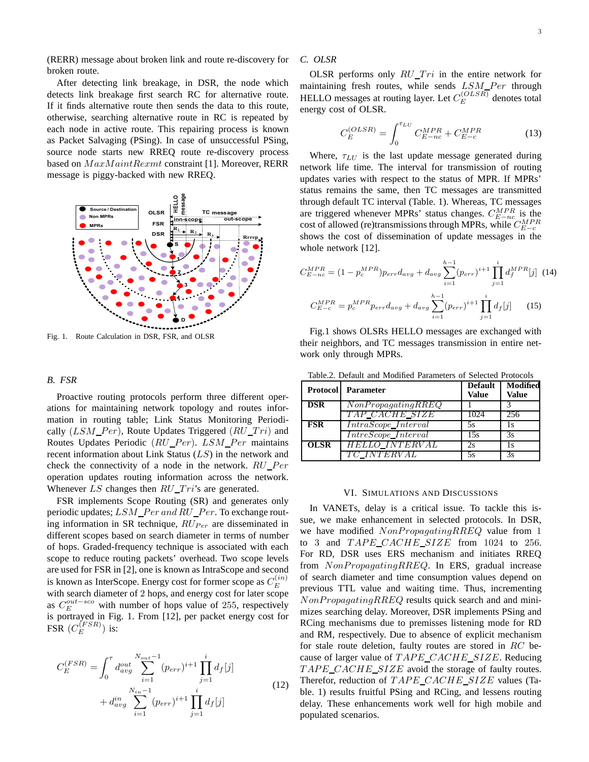(RERR) message about broken link and route re-discovery for broken route.

After detecting link breakage, in DSR, the node which detects link breakage first search RC for alternative route. If it finds alternative route then sends the data to this route, otherwise, searching alternative route in RC is repeated by each node in active route. This repairing process is known as Packet Salvaging (PSing). In case of unsuccessful PSing, source node starts new RREQ route re-discovery process based on $MaxMaintRexmt$ constraint [1]. Moreover, RERR message is piggy-backed with new RREQ.

Fig. 1. Route Calculation in DSR, FSR, and OLSR

### B. FSR

Proactive routing protocols perform three different operations for maintaining network topology and routes information in routing table; Link Status Monitoring Periodically ($LSM\_Per$), Route Updates Triggered ($RU\_Tri$) and Routes Updates Periodic ($RU\_Per$). $LSM\_Per$ maintains recent information about Link Status ($LS$) in the network and check the connectivity of a node in the network. $RU\_Per$ operation updates routing information across the network. Whenever $LS$ changes then $RU\_Tri$'s are generated.

FSR implements Scope Routing (SR) and generates only periodic updates; $LSM\_Per\ and\ RU\_Per$. To exchange routing information in SR technique, $RU_{Per}$ are disseminated in different scopes based on search diameter in terms of number of hops. Graded-frequency technique is associated with each scope to reduce routing packets' overhead. Two scope levels are used for FSR in [2], one is known as IntraScope and second is known as InterScope. Energy cost for former scope as $C_E^{(in)}$ with search diameter of 2 hops, and energy cost for later scope as $C_E^{out-sco}$ with number of hops value of 255, respectively is portrayed in Fig. 1. From [12], per packet energy cost for FSR ($C_E^{(FSR)}$) is:

$$C_E^{(FSR)} = \int_0^{\tau} d_{avg}^{out} \sum_{i=1}^{N_{out}-1} (p_{err})^{i+1} \prod_{j=1}^{i} d_f[j] + d_{avg}^{in} \sum_{i=1}^{N_{in}-1} (p_{err})^{i+1} \prod_{j=1}^{i} d_f[j] \tag{12}$$

### C. OLSR

OLSR performs only $RU\_Tri$ in the entire network for maintaining fresh routes, while sends $LSM\_Per$ through HELLO messages at routing layer. Let $C_E^{(OLSR)}$ denotes total energy cost of OLSR.

$$C_E^{(OLSR)} = \int_0^{\tau_{LU}} C_{E-nc}^{MPR} + C_{E-c}^{MPR} \tag{13}$$

Where, $\tau_{LU}$ is the last update message generated during network life time. The interval for transmission of routing updates varies with respect to the status of MPR. If MPRs' status remains the same, then TC messages are transmitted through default TC interval (Table. 1). Whereas, TC messages are triggered whenever MPRs' status changes. $C_{E-nc}^{MPR}$ is the cost of allowed (re)transmissions through MPRs, while $C_{E-c}^{MPR}$ shows the cost of dissemination of update messages in the whole network [12].

$$C_{E-nc}^{MPR} = (1 - p_c^{MPR}) p_{err} d_{avg} + d_{avg} \sum_{i=1}^{h-1} (p_{err})^{i+1} \prod_{j=1}^{i} d_f^{MPR}[j] \tag{14}$$

$$C_{E-c}^{MPR} = p_c^{MPR} p_{err} d_{avg} + d_{avg} \sum_{i=1}^{h-1} (p_{err})^{i+1} \prod_{j=1}^{i} d_f[j] \tag{15}$$

Fig.1 shows OLSRs HELLO messages are exchanged with their neighbors, and TC messages transmission in entire network only through MPRs.

Table.2. Default and Modified Parameters of Selected Protocols

| Protocol | Parameter | Default Value | Modified Value |
|---|---|---|---|
| DSR | $NonPropagatingRREQ$ | 1 | 3 |
| | $TAP\_CACHE\_SIZE$ | 1024 | 256 |
| FSR | $IntraScope\_Interval$ | 5s | 1s |
| | $IntreScope\_Interval$ | 15s | 3s |
| OLSR | $HELLO\_INTERVAL$ | 2s | 1s |
| | $TC\_INTERVAL$ | 5s | 3s |

## VI. Simulations and Discussions

In VANETs, delay is a critical issue. To tackle this issue, we make enhancement in selected protocols. In DSR, we have modified $NonPropagatingRREQ$ value from 1 to 3 and $TAPE\_CACHE\_SIZE$ from 1024 to 256. For RD, DSR uses ERS mechanism and initiates RREQ from $NonPropagatingRREQ$. In ERS, gradual increase of search diameter and time consumption values depend on previous TTL value and waiting time. Thus, incrementing $NonPropagatingRREQ$ results quick search and and minimizes searching delay. Moreover, DSR implements PSing and RCing mechanisms due to premisses listening mode for RD and RM, respectively. Due to absence of explicit mechanism for stale route deletion, faulty routes are stored in $RC$ because of larger value of $TAPE\_CACHE\_SIZE$. Reducing $TAPE\_CACHE\_SIZE$ avoid the storage of faulty routes. Therefor, reduction of $TAPE\_CACHE\_SIZE$ values (Table. 1) results fruitful PSing and RCing, and lessens routing delay. These enhancements work well for high mobile and populated scenarios.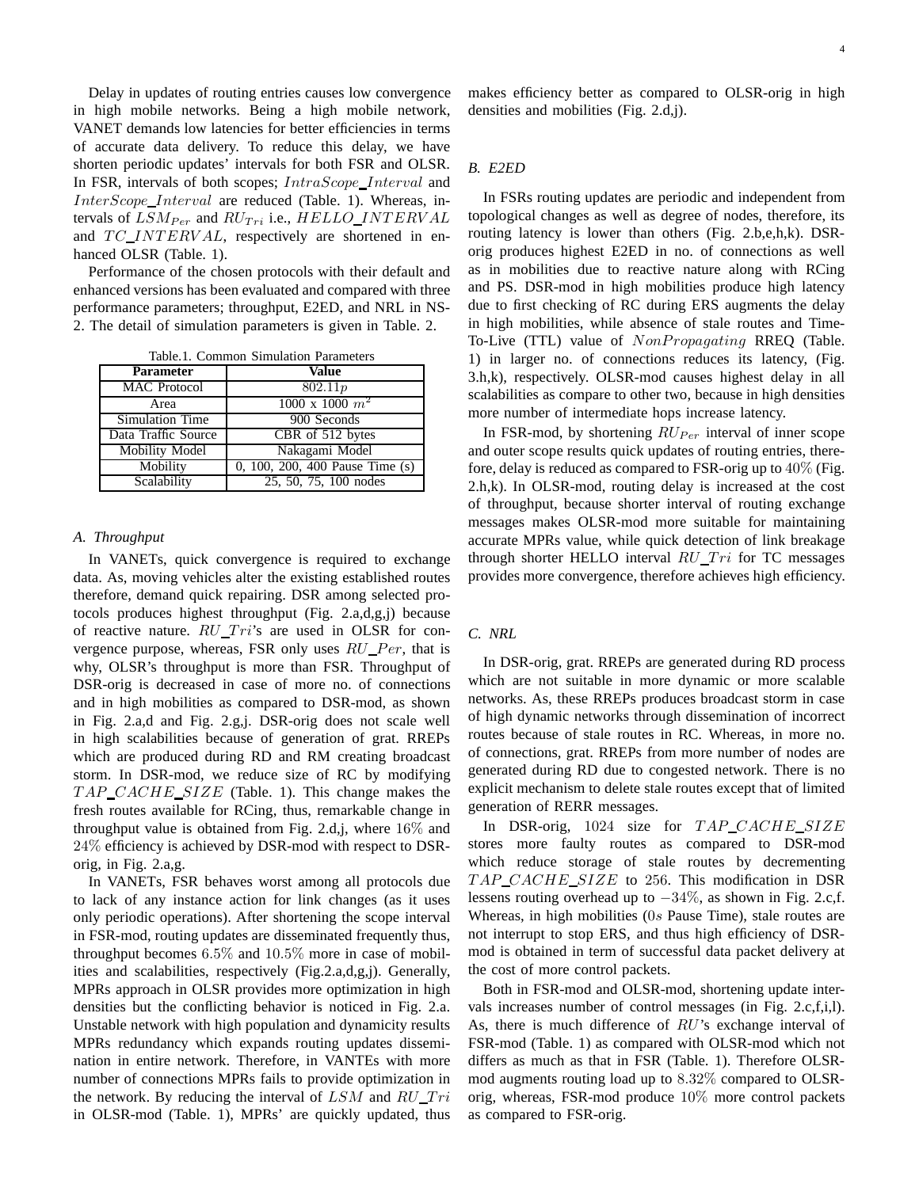Delay in updates of routing entries causes low convergence in high mobile networks. Being a high mobile network, VANET demands low latencies for better efficiencies in terms of accurate data delivery. To reduce this delay, we have shorten periodic updates' intervals for both FSR and OLSR. In FSR, intervals of both scopes; $IntraScope\_Interval$ and $InterScope\_Interval$ are reduced (Table. 1). Whereas, intervals of $LSM_{Per}$ and $RU_{Tri}$ i.e., $HELLO\_INTERVAL$ and $TC\_INTERVAL$, respectively are shortened in enhanced OLSR (Table. 1).

Performance of the chosen protocols with their default and enhanced versions has been evaluated and compared with three performance parameters; throughput, E2ED, and NRL in NS-2. The detail of simulation parameters is given in Table. 2.

Table.1. Common Simulation Parameters

| Parameter | Value |
|---|---|
| MAC Protocol | $802.11p$ |
| Area | 1000 x 1000 $m^2$ |
| Simulation Time | 900 Seconds |
| Data Traffic Source | CBR of 512 bytes |
| Mobility Model | Nakagami Model |
| Mobility | 0, 100, 200, 400 Pause Time (s) |
| Scalability | 25, 50, 75, 100 nodes |

### A. Throughput

In VANETs, quick convergence is required to exchange data. As, moving vehicles alter the existing established routes therefore, demand quick repairing. DSR among selected protocols produces highest throughput (Fig. 2.a,d,g,j) because of reactive nature. $RU\_Tri$'s are used in OLSR for convergence purpose, whereas, FSR only uses $RU\_Per$, that is why, OLSR's throughput is more than FSR. Throughput of DSR-orig is decreased in case of more no. of connections and in high mobilities as compared to DSR-mod, as shown in Fig. 2.a,d and Fig. 2.g,j. DSR-orig does not scale well in high scalabilities because of generation of grat. RREPs which are produced during RD and RM creating broadcast storm. In DSR-mod, we reduce size of RC by modifying $TAP\_CACHE\_SIZE$ (Table. 1). This change makes the fresh routes available for RCing, thus, remarkable change in throughput value is obtained from Fig. 2.d,j, where $16\%$ and $24\%$ efficiency is achieved by DSR-mod with respect to DSR-orig, in Fig. 2.a,g.

In VANETs, FSR behaves worst among all protocols due to lack of any instance action for link changes (as it uses only periodic operations). After shortening the scope interval in FSR-mod, routing updates are disseminated frequently thus, throughput becomes $6.5\%$ and $10.5\%$ more in case of mobilities and scalabilities, respectively (Fig.2.a,d,g,j). Generally, MPRs approach in OLSR provides more optimization in high densities but the conflicting behavior is noticed in Fig. 2.a. Unstable network with high population and dynamicity results MPRs redundancy which expands routing updates dissemination in entire network. Therefore, in VANTEs with more number of connections MPRs fails to provide optimization in the network. By reducing the interval of $LSM$ and $RU\_Tri$ in OLSR-mod (Table. 1), MPRs' are quickly updated, thus makes efficiency better as compared to OLSR-orig in high densities and mobilities (Fig. 2.d,j).

### B. E2ED

In FSRs routing updates are periodic and independent from topological changes as well as degree of nodes, therefore, its routing latency is lower than others (Fig. 2.b,e,h,k). DSR-orig produces highest E2ED in no. of connections as well as in mobilities due to reactive nature along with RCing and PS. DSR-mod in high mobilities produce high latency due to first checking of RC during ERS augments the delay in high mobilities, while absence of stale routes and Time-To-Live (TTL) value of $NonPropagating$ RREQ (Table. 1) in larger no. of connections reduces its latency, (Fig. 3.h,k), respectively. OLSR-mod causes highest delay in all scalabilities as compare to other two, because in high densities more number of intermediate hops increase latency.

In FSR-mod, by shortening $RU_{Per}$ interval of inner scope and outer scope results quick updates of routing entries, therefore, delay is reduced as compared to FSR-orig up to $40\%$ (Fig. 2.h,k). In OLSR-mod, routing delay is increased at the cost of throughput, because shorter interval of routing exchange messages makes OLSR-mod more suitable for maintaining accurate MPRs value, while quick detection of link breakage through shorter HELLO interval $RU\_Tri$ for TC messages provides more convergence, therefore achieves high efficiency.

### C. NRL

In DSR-orig, grat. RREPs are generated during RD process which are not suitable in more dynamic or more scalable networks. As, these RREPs produces broadcast storm in case of high dynamic networks through dissemination of incorrect routes because of stale routes in RC. Whereas, in more no. of connections, grat. RREPs from more number of nodes are generated during RD due to congested network. There is no explicit mechanism to delete stale routes except that of limited generation of RERR messages.

In DSR-orig, $1024$ size for $TAP\_CACHE\_SIZE$ stores more faulty routes as compared to DSR-mod which reduce storage of stale routes by decrementing $TAP\_CACHE\_SIZE$ to $256$. This modification in DSR lessens routing overhead up to $-34\%$, as shown in Fig. 2.c,f. Whereas, in high mobilities ($0s$ Pause Time), stale routes are not interrupt to stop ERS, and thus high efficiency of DSR-mod is obtained in term of successful data packet delivery at the cost of more control packets.

Both in FSR-mod and OLSR-mod, shortening update intervals increases number of control messages (in Fig. 2.c,f,i,l). As, there is much difference of $RU$'s exchange interval of FSR-mod (Table. 1) as compared with OLSR-mod which not differs as much as that in FSR (Table. 1). Therefore OLSR-mod augments routing load up to $8.32\%$ compared to OLSR-orig, whereas, FSR-mod produce $10\%$ more control packets as compared to FSR-orig.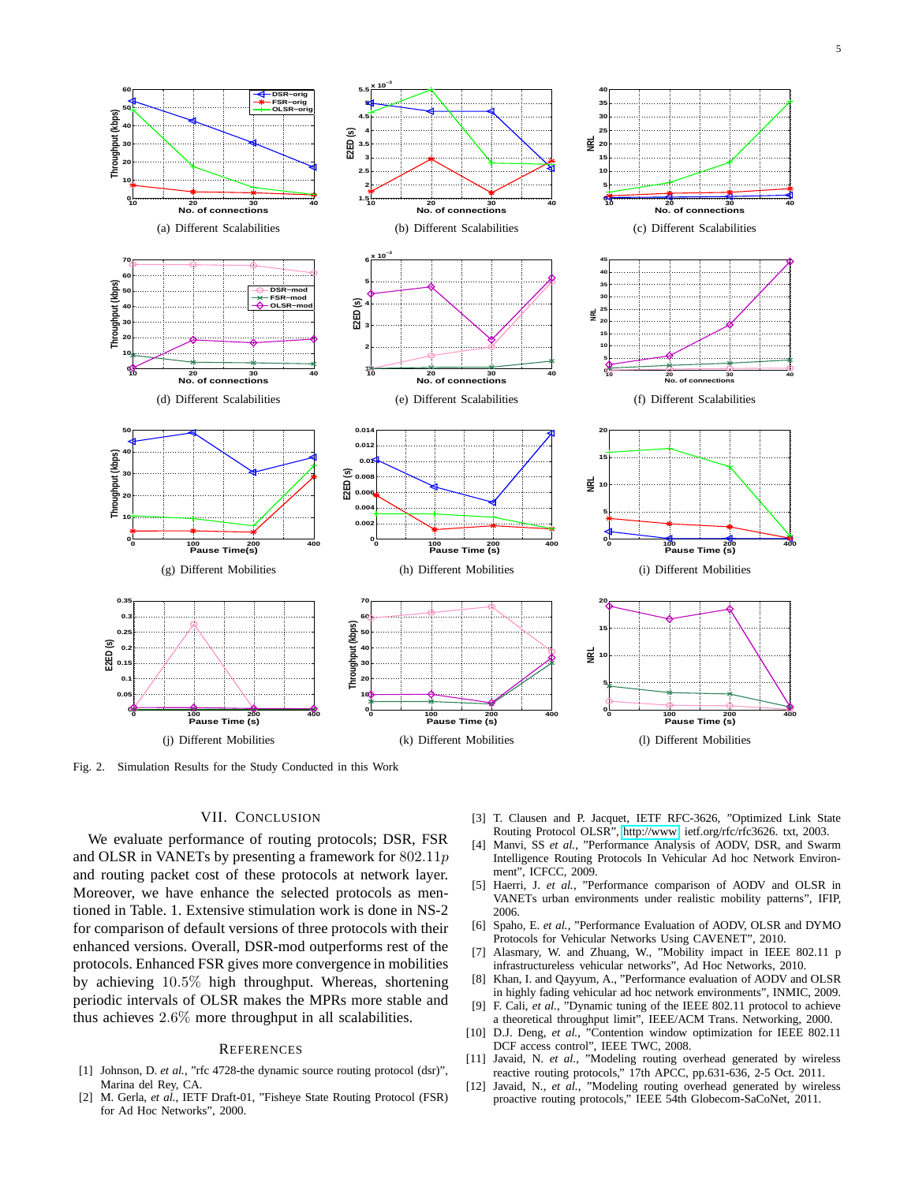(a) Different Scalabilities

(b) Different Scalabilities

(c) Different Scalabilities

(d) Different Scalabilities

(e) Different Scalabilities

(f) Different Scalabilities

(g) Different Mobilities

(h) Different Mobilities

(i) Different Mobilities

(j) Different Mobilities

(k) Different Mobilities

(l) Different Mobilities

Fig. 2. Simulation Results for the Study Conducted in this Work

## VII. CONCLUSION

We evaluate performance of routing protocols; DSR, FSR and OLSR in VANETs by presenting a framework for $802.11p$ and routing packet cost of these protocols at network layer. Moreover, we have enhance the selected protocols as mentioned in Table. 1. Extensive stimulation work is done in NS-2 for comparison of default versions of three protocols with their enhanced versions. Overall, DSR-mod outperforms rest of the protocols. Enhanced FSR gives more convergence in mobilities by achieving $10.5\%$ high throughput. Whereas, shortening periodic intervals of OLSR makes the MPRs more stable and thus achieves $2.6\%$ more throughput in all scalabilities.

## REFERENCES

[1] Johnson, D. *et al.*, "rfc 4728-the dynamic source routing protocol (dsr)", Marina del Rey, CA.

[2] M. Gerla, *et al.*, IETF Draft-01, "Fisheye State Routing Protocol (FSR) for Ad Hoc Networks", 2000.

[3] T. Clausen and P. Jacquet, IETF RFC-3626, "Optimized Link State Routing Protocol OLSR", http://www ietf.org/rfc/rfc3626. txt, 2003.

[4] Manvi, SS *et al.*, "Performance Analysis of AODV, DSR, and Swarm Intelligence Routing Protocols In Vehicular Ad hoc Network Environment", ICFCC, 2009.

[5] Haerri, J. *et al.*, "Performance comparison of AODV and OLSR in VANETs urban environments under realistic mobility patterns", IFIP, 2006.

[6] Spaho, E. *et al.*, "Performance Evaluation of AODV, OLSR and DYMO Protocols for Vehicular Networks Using CAVENET", 2010.

[7] Alasmary, W. and Zhuang, W., "Mobility impact in IEEE 802.11 p infrastructureless vehicular networks", Ad Hoc Networks, 2010.

[8] Khan, I. and Qayyum, A., "Performance evaluation of AODV and OLSR in highly fading vehicular ad hoc network environments", INMIC, 2009.

[9] F. Cali, *et al.*, "Dynamic tuning of the IEEE 802.11 protocol to achieve a theoretical throughput limit", IEEE/ACM Trans. Networking, 2000.

[10] D.J. Deng, *et al.*, "Contention window optimization for IEEE 802.11 DCF access control", IEEE TWC, 2008.

[11] Javaid, N. *et al.*, "Modeling routing overhead generated by wireless reactive routing protocols," 17th APCC, pp.631-636, 2-5 Oct. 2011.

[12] Javaid, N., *et al.*, "Modeling routing overhead generated by wireless proactive routing protocols," IEEE 54th Globecom-SaCoNet, 2011.